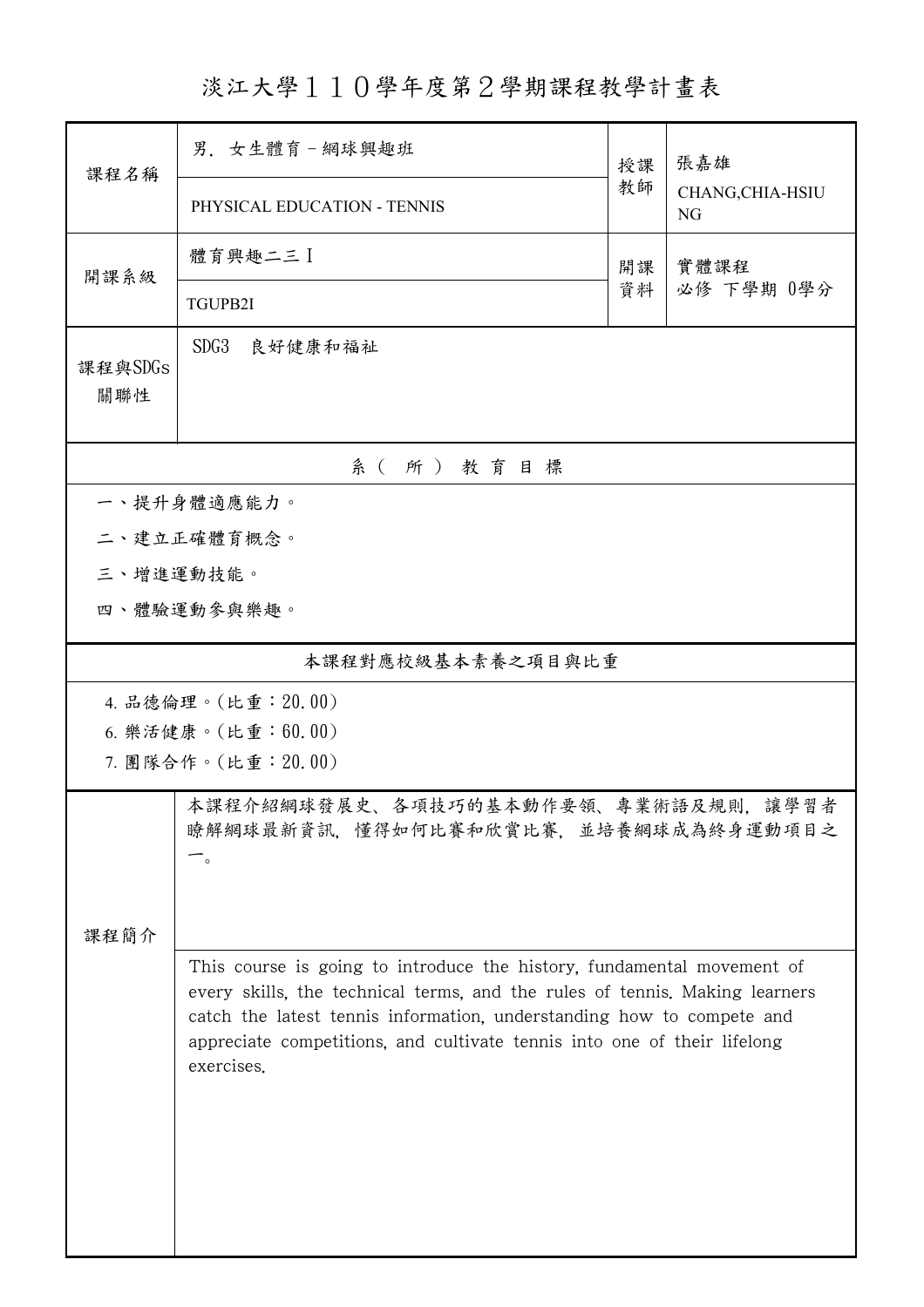# 淡江大學１１０學年度第２學期課程教學計畫表

| 課程名稱 | 男．女生體育－網球興趣班 | 授課教師 | 張嘉雄 |
|---|---|---|---|
| | PHYSICAL EDUCATION - TENNIS | | CHANG,CHIA-HSIUNG |
| 開課系級 | 體育興趣二三Ｉ | 開課資料 | 實體課程<br>必修 下學期 0學分 |
| | TGUPB2I | | |
| 課程與SDGs關聯性 | SDG3　良好健康和福祉 | | |

## 系（所）教育目標

一、提升身體適應能力。

二、建立正確體育概念。

三、增進運動技能。

四、體驗運動參與樂趣。

## 本課程對應校級基本素養之項目與比重

4. 品德倫理。(比重：20.00)
6. 樂活健康。(比重：60.00)
7. 團隊合作。(比重：20.00)

## 課程簡介

本課程介紹網球發展史、各項技巧的基本動作要領、專業術語及規則，讓學習者瞭解網球最新資訊，懂得如何比賽和欣賞比賽，並培養網球成為終身運動項目之一。

This course is going to introduce the history, fundamental movement of every skills, the technical terms, and the rules of tennis. Making learners catch the latest tennis information, understanding how to compete and appreciate competitions, and cultivate tennis into one of their lifelong exercises.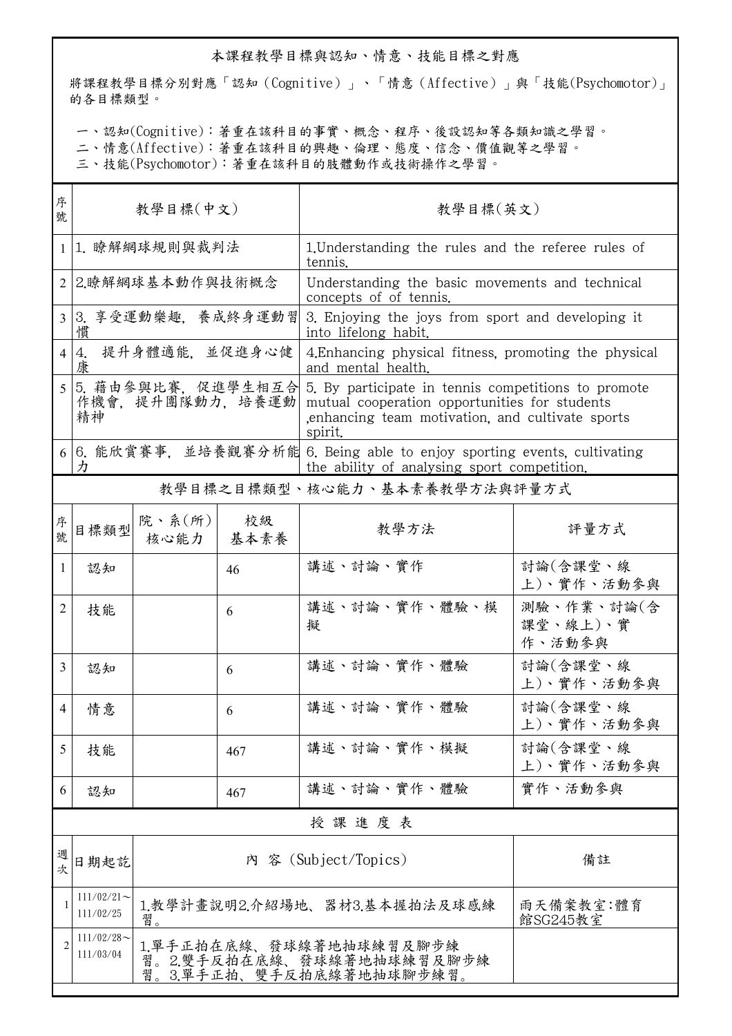## 本課程教學目標與認知、情意、技能目標之對應

將課程教學目標分別對應「認知（Cognitive）」、「情意（Affective）」與「技能(Psychomotor)」的各目標類型。

一、認知(Cognitive)：著重在該科目的事實、概念、程序、後設認知等各類知識之學習。
二、情意(Affective)：著重在該科目的興趣、倫理、態度、信念、價值觀等之學習。
三、技能(Psychomotor)：著重在該科目的肢體動作或技術操作之學習。

| 序號 | 教學目標(中文) | 教學目標(英文) |
|---|---|---|
| 1 | 1. 瞭解網球規則與裁判法 | 1.Understanding the rules and the referee rules of tennis. |
| 2 | 2.瞭解網球基本動作與技術概念 | Understanding the basic movements and technical concepts of of tennis. |
| 3 | 3. 享受運動樂趣，養成終身運動習慣 | 3. Enjoying the joys from sport and developing it into lifelong habit. |
| 4 | 4. 提升身體適能，並促進身心健康 | 4.Enhancing physical fitness, promoting the physical and mental health. |
| 5 | 5. 藉由參與比賽，促進學生相互合作機會，提升團隊動力，培養運動精神 | 5. By participate in tennis competitions to promote mutual cooperation opportunities for students ,enhancing team motivation, and cultivate sports spirit. |
| 6 | 6. 能欣賞賽事，並培養觀賽分析能力 | 6. Being able to enjoy sporting events, cultivating the ability of analysing sport competition. |

## 教學目標之目標類型、核心能力、基本素養教學方法與評量方式

| 序號 | 目標類型 | 院、系(所)核心能力 | 校級基本素養 | 教學方法 | 評量方式 |
|---|---|---|---|---|---|
| 1 | 認知 | | 46 | 講述、討論、實作 | 討論(含課堂、線上)、實作、活動參與 |
| 2 | 技能 | | 6 | 講述、討論、實作、體驗、模擬 | 測驗、作業、討論(含課堂、線上)、實作、活動參與 |
| 3 | 認知 | | 6 | 講述、討論、實作、體驗 | 討論(含課堂、線上)、實作、活動參與 |
| 4 | 情意 | | 6 | 講述、討論、實作、體驗 | 討論(含課堂、線上)、實作、活動參與 |
| 5 | 技能 | | 467 | 講述、討論、實作、模擬 | 討論(含課堂、線上)、實作、活動參與 |
| 6 | 認知 | | 467 | 講述、討論、實作、體驗 | 實作、活動參與 |

## 授課進度表

| 週次 | 日期起訖 | 內 容 (Subject/Topics) | 備註 |
|---|---|---|---|
| 1 | 111/02/21～111/02/25 | 1.教學計畫說明2.介紹場地、器材3.基本握拍法及球感練習。 | 雨天備案教室:體育館SG245教室 |
| 2 | 111/02/28～111/03/04 | 1.單手正拍在底線、發球線著地抽球練習及腳步練習。2.雙手反拍在底線、發球線著地抽球練習及腳步練習。3.單手正拍、雙手反拍底線著地抽球腳步練習。 | |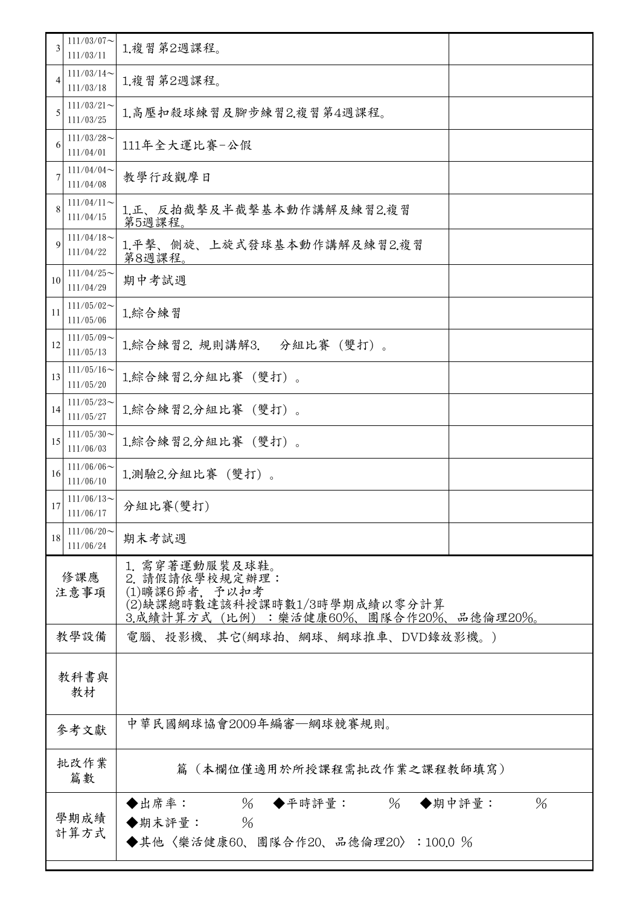| | | | |
|---|---|---|---|
| 3 | 111/03/07～111/03/11 | 1.複習第2週課程。 | |
| 4 | 111/03/14～111/03/18 | 1.複習第2週課程。 | |
| 5 | 111/03/21～111/03/25 | 1.高壓扣殺球練習及腳步練習2.複習第4週課程。 | |
| 6 | 111/03/28～111/04/01 | 111年全大運比賽–公假 | |
| 7 | 111/04/04～111/04/08 | 教學行政觀摩日 | |
| 8 | 111/04/11～111/04/15 | 1.正、反拍截擊及半截擊基本動作講解及練習2.複習第5週課程。 | |
| 9 | 111/04/18～111/04/22 | 1.平擊、側旋、上旋式發球基本動作講解及練習2.複習第8週課程。 | |
| 10 | 111/04/25～111/04/29 | 期中考試週 | |
| 11 | 111/05/02～111/05/06 | 1.綜合練習 | |
| 12 | 111/05/09～111/05/13 | 1.綜合練習2. 規則講解3.　分組比賽（雙打）。 | |
| 13 | 111/05/16～111/05/20 | 1.綜合練習2.分組比賽（雙打）。 | |
| 14 | 111/05/23～111/05/27 | 1.綜合練習2.分組比賽（雙打）。 | |
| 15 | 111/05/30～111/06/03 | 1.綜合練習2.分組比賽（雙打）。 | |
| 16 | 111/06/06～111/06/10 | 1.測驗2.分組比賽（雙打）。 | |
| 17 | 111/06/13～111/06/17 | 分組比賽(雙打) | |
| 18 | 111/06/20～111/06/24 | 期末考試週 | |

| | |
|---|---|
| 修課應注意事項 | 1. 需穿著運動服裝及球鞋。<br>2. 請假請依學校規定辦理：<br>(1)曠課6節者，予以扣考<br>(2)缺課總時數達該科授課時數1/3時學期成績以零分計算<br>3.成績計算方式（比例）：樂活健康60%、團隊合作20%、品德倫理20%。 |
| 教學設備 | 電腦、投影機、其它(網球拍、網球、網球推車、DVD錄放影機。) |
| 教科書與教材 | |
| 參考文獻 | 中華民國網球協會2009年編審—網球競賽規則。 |
| 批改作業篇數 | 篇（本欄位僅適用於所授課程需批改作業之課程教師填寫） |
| 學期成績計算方式 | ◆出席率：　　%　◆平時評量：　　%　◆期中評量：　　%<br>◆期末評量：　　%<br>◆其他〈樂活健康60、團隊合作20、品德倫理20〉：100.0 % |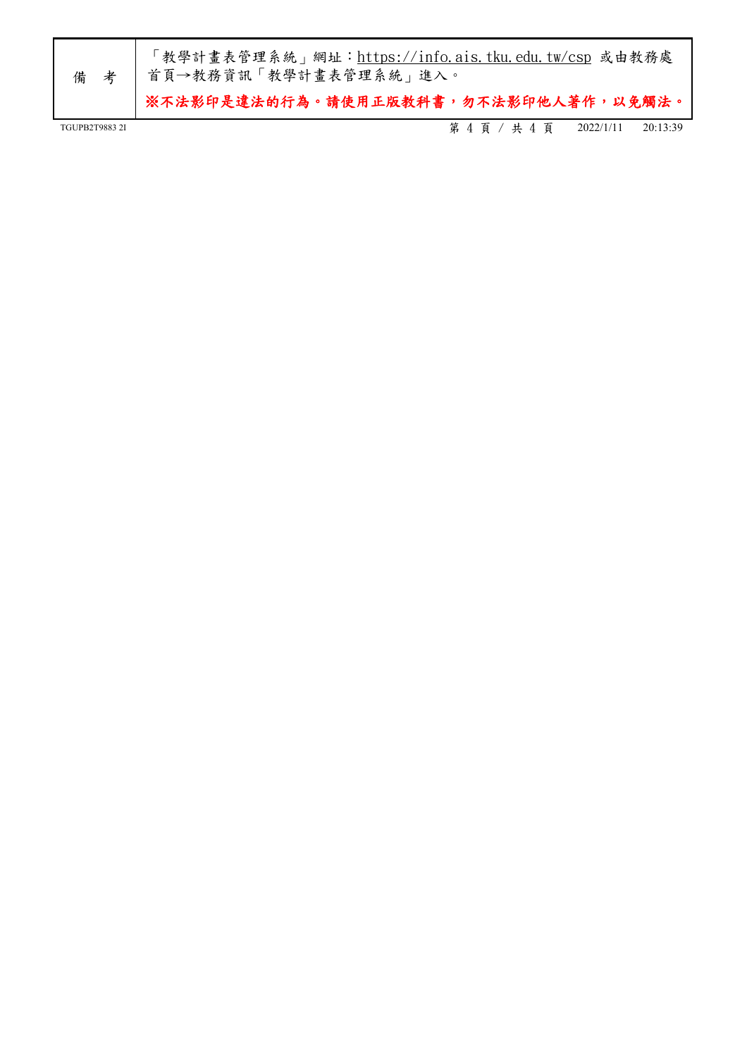| | |
|---|---|
| 備　考 | 「教學計畫表管理系統」網址：https://info.ais.tku.edu.tw/csp 或由教務處首頁→教務資訊「教學計畫表管理系統」進入。<br>**※不法影印是違法的行為。請使用正版教科書，勿不法影印他人著作，以免觸法。** |

TGUPB2T9883 2I